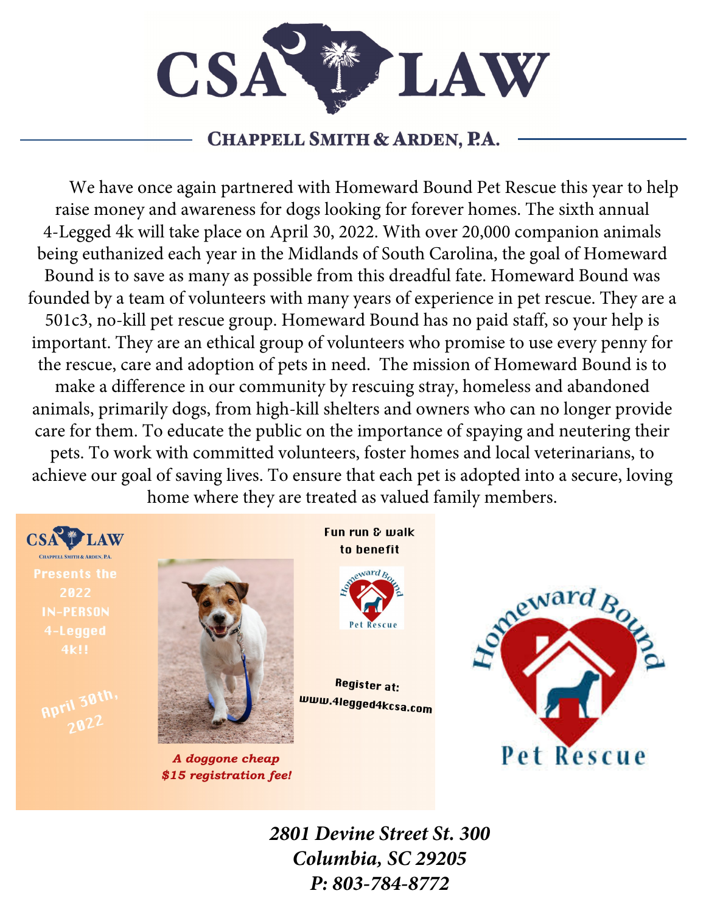# CSA LAW

## CHAPPELL SMITH & ARDEN, P.A.

We have once again partnered with Homeward Bound Pet Rescue this year to help raise money and awareness for dogs looking for forever homes. The sixth annual 4-Legged 4k will take place on April 30, 2022. With over 20,000 companion animals being euthanized each year in the Midlands of South Carolina, the goal of Homeward Bound is to save as many as possible from this dreadful fate. Homeward Bound was founded by a team of volunteers with many years of experience in pet rescue. They are a 501c3, no-kill pet rescue group. Homeward Bound has no paid staff, so your help is important. They are an ethical group of volunteers who promise to use every penny for the rescue, care and adoption of pets in need. The mission of Homeward Bound is to make a difference in our community by rescuing stray, homeless and abandoned animals, primarily dogs, from high-kill shelters and owners who can no longer provide care for them. To educate the public on the importance of spaying and neutering their pets. To work with committed volunteers, foster homes and local veterinarians, to achieve our goal of saving lives. To ensure that each pet is adopted into a secure, loving home where they are treated as valued family members.

CSA LAW
CHAPPELL SMITH & ARDEN, P.A.

Presents the 2022 IN-PERSON 4-Legged 4k!!

April 30th, 2022

*A doggone cheap $15 registration fee!*

Fun run & walk to benefit

Homeward Bound Pet Rescue

Register at: www.4legged4kcsa.com

Homeward Bound Pet Rescue

***2801 Devine Street St. 300***
***Columbia, SC 29205***
***P: 803-784-8772***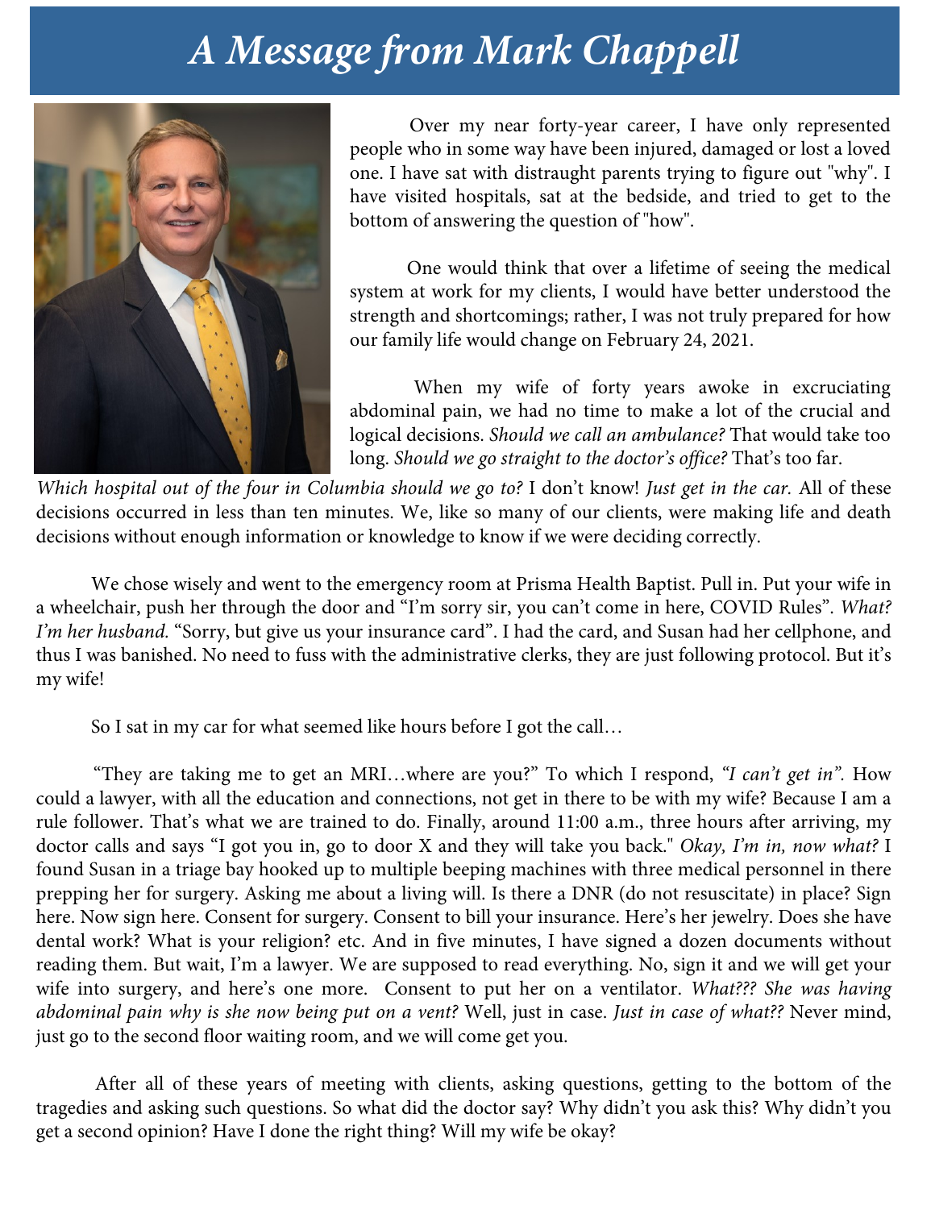# *A Message from Mark Chappell*

Over my near forty-year career, I have only represented people who in some way have been injured, damaged or lost a loved one. I have sat with distraught parents trying to figure out "why". I have visited hospitals, sat at the bedside, and tried to get to the bottom of answering the question of "how".

One would think that over a lifetime of seeing the medical system at work for my clients, I would have better understood the strength and shortcomings; rather, I was not truly prepared for how our family life would change on February 24, 2021.

When my wife of forty years awoke in excruciating abdominal pain, we had no time to make a lot of the crucial and logical decisions. *Should we call an ambulance?* That would take too long. *Should we go straight to the doctor's office?* That's too far. *Which hospital out of the four in Columbia should we go to?* I don't know! *Just get in the car.* All of these decisions occurred in less than ten minutes. We, like so many of our clients, were making life and death decisions without enough information or knowledge to know if we were deciding correctly.

We chose wisely and went to the emergency room at Prisma Health Baptist. Pull in. Put your wife in a wheelchair, push her through the door and "I'm sorry sir, you can't come in here, COVID Rules". *What? I'm her husband.* "Sorry, but give us your insurance card". I had the card, and Susan had her cellphone, and thus I was banished. No need to fuss with the administrative clerks, they are just following protocol. But it's my wife!

So I sat in my car for what seemed like hours before I got the call…

"They are taking me to get an MRI…where are you?" To which I respond, *"I can't get in".* How could a lawyer, with all the education and connections, not get in there to be with my wife? Because I am a rule follower. That's what we are trained to do. Finally, around 11:00 a.m., three hours after arriving, my doctor calls and says "I got you in, go to door X and they will take you back." *Okay, I'm in, now what?* I found Susan in a triage bay hooked up to multiple beeping machines with three medical personnel in there prepping her for surgery. Asking me about a living will. Is there a DNR (do not resuscitate) in place? Sign here. Now sign here. Consent for surgery. Consent to bill your insurance. Here's her jewelry. Does she have dental work? What is your religion? etc. And in five minutes, I have signed a dozen documents without reading them. But wait, I'm a lawyer. We are supposed to read everything. No, sign it and we will get your wife into surgery, and here's one more. Consent to put her on a ventilator. *What??? She was having abdominal pain why is she now being put on a vent?* Well, just in case. *Just in case of what??* Never mind, just go to the second floor waiting room, and we will come get you.

After all of these years of meeting with clients, asking questions, getting to the bottom of the tragedies and asking such questions. So what did the doctor say? Why didn't you ask this? Why didn't you get a second opinion? Have I done the right thing? Will my wife be okay?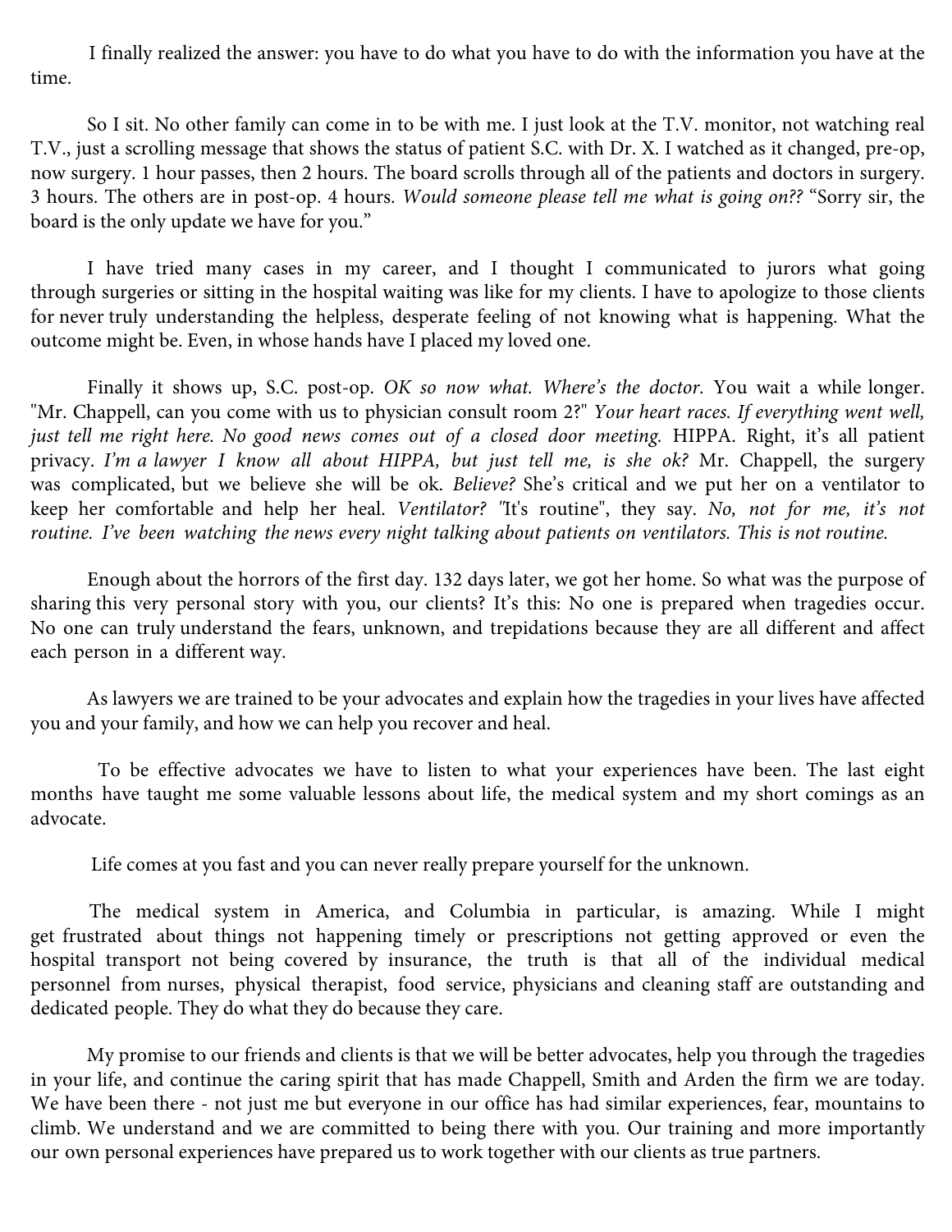I finally realized the answer: you have to do what you have to do with the information you have at the time.

So I sit. No other family can come in to be with me. I just look at the T.V. monitor, not watching real T.V., just a scrolling message that shows the status of patient S.C. with Dr. X. I watched as it changed, pre-op, now surgery. 1 hour passes, then 2 hours. The board scrolls through all of the patients and doctors in surgery. 3 hours. The others are in post-op. 4 hours. *Would someone please tell me what is going on??* "Sorry sir, the board is the only update we have for you."

I have tried many cases in my career, and I thought I communicated to jurors what going through surgeries or sitting in the hospital waiting was like for my clients. I have to apologize to those clients for never truly understanding the helpless, desperate feeling of not knowing what is happening. What the outcome might be. Even, in whose hands have I placed my loved one.

Finally it shows up, S.C. post-op. *OK so now what. Where's the doctor.* You wait a while longer. "Mr. Chappell, can you come with us to physician consult room 2?" *Your heart races. If everything went well, just tell me right here. No good news comes out of a closed door meeting.* HIPPA. Right, it's all patient privacy. *I'm a lawyer I know all about HIPPA, but just tell me, is she ok?* Mr. Chappell, the surgery was complicated, but we believe she will be ok. *Believe?* She's critical and we put her on a ventilator to keep her comfortable and help her heal. *Ventilator?* "It's routine", they say. *No, not for me, it's not routine. I've been watching the news every night talking about patients on ventilators. This is not routine.*

Enough about the horrors of the first day. 132 days later, we got her home. So what was the purpose of sharing this very personal story with you, our clients? It's this: No one is prepared when tragedies occur. No one can truly understand the fears, unknown, and trepidations because they are all different and affect each person in a different way.

As lawyers we are trained to be your advocates and explain how the tragedies in your lives have affected you and your family, and how we can help you recover and heal.

To be effective advocates we have to listen to what your experiences have been. The last eight months have taught me some valuable lessons about life, the medical system and my short comings as an advocate.

Life comes at you fast and you can never really prepare yourself for the unknown.

The medical system in America, and Columbia in particular, is amazing. While I might get frustrated about things not happening timely or prescriptions not getting approved or even the hospital transport not being covered by insurance, the truth is that all of the individual medical personnel from nurses, physical therapist, food service, physicians and cleaning staff are outstanding and dedicated people. They do what they do because they care.

My promise to our friends and clients is that we will be better advocates, help you through the tragedies in your life, and continue the caring spirit that has made Chappell, Smith and Arden the firm we are today. We have been there - not just me but everyone in our office has had similar experiences, fear, mountains to climb. We understand and we are committed to being there with you. Our training and more importantly our own personal experiences have prepared us to work together with our clients as true partners.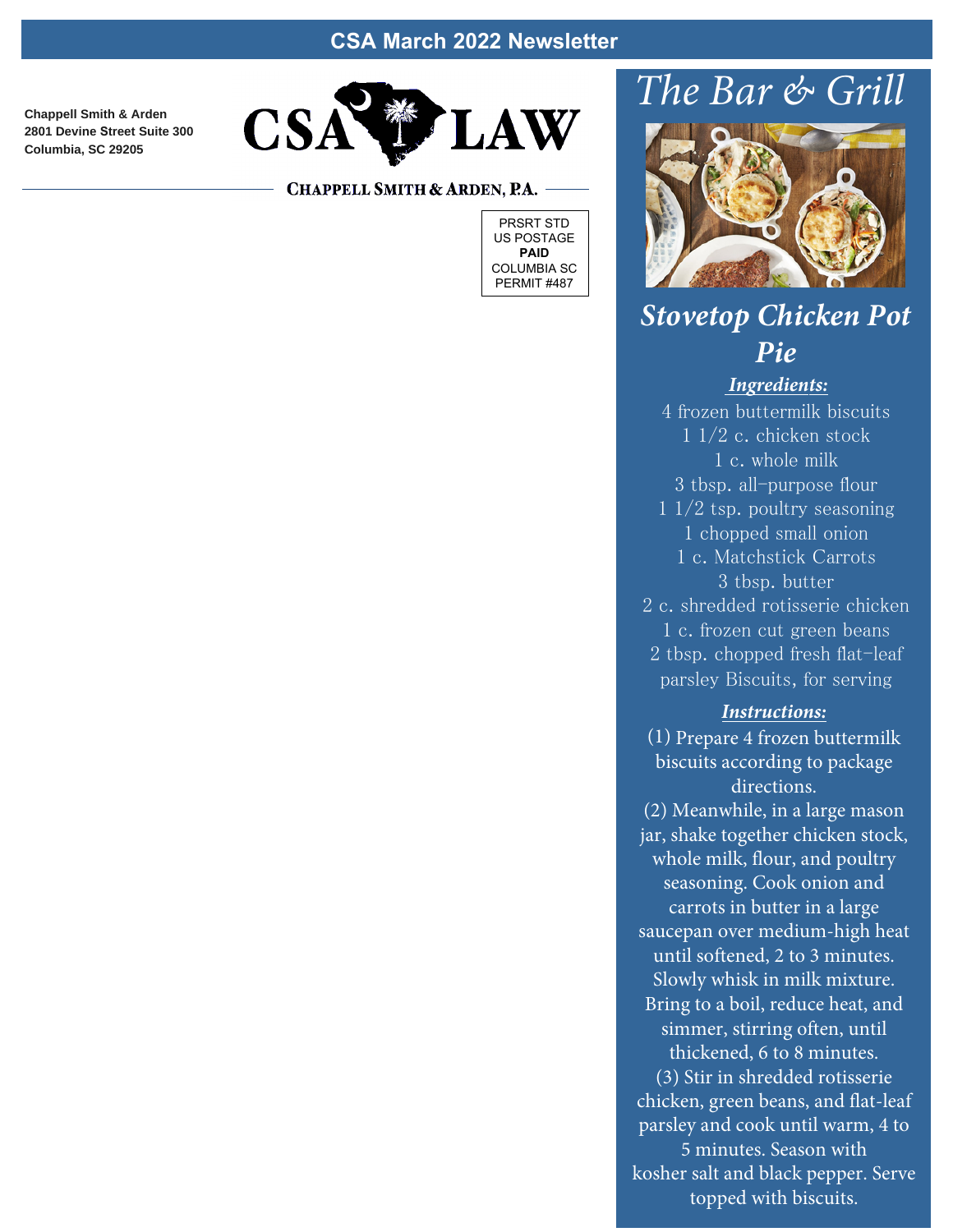# CSA March 2022 Newsletter

**Chappell Smith & Arden**
**2801 Devine Street Suite 300**
**Columbia, SC 29205**

CSA LAW

CHAPPELL SMITH & ARDEN, P.A.

PRSRT STD
US POSTAGE
**PAID**
COLUMBIA SC
PERMIT #487

## *The Bar & Grill*

## *Stovetop Chicken Pot Pie*

***Ingredients:***

4 frozen buttermilk biscuits
1 1/2 c. chicken stock
1 c. whole milk
3 tbsp. all-purpose flour
1 1/2 tsp. poultry seasoning
1 chopped small onion
1 c. Matchstick Carrots
3 tbsp. butter
2 c. shredded rotisserie chicken
1 c. frozen cut green beans
2 tbsp. chopped fresh flat-leaf parsley Biscuits, for serving

***Instructions:***

(1) Prepare 4 frozen buttermilk biscuits according to package directions.
(2) Meanwhile, in a large mason jar, shake together chicken stock, whole milk, flour, and poultry seasoning. Cook onion and carrots in butter in a large saucepan over medium-high heat until softened, 2 to 3 minutes. Slowly whisk in milk mixture. Bring to a boil, reduce heat, and simmer, stirring often, until thickened, 6 to 8 minutes.
(3) Stir in shredded rotisserie chicken, green beans, and flat-leaf parsley and cook until warm, 4 to 5 minutes. Season with kosher salt and black pepper. Serve topped with biscuits.